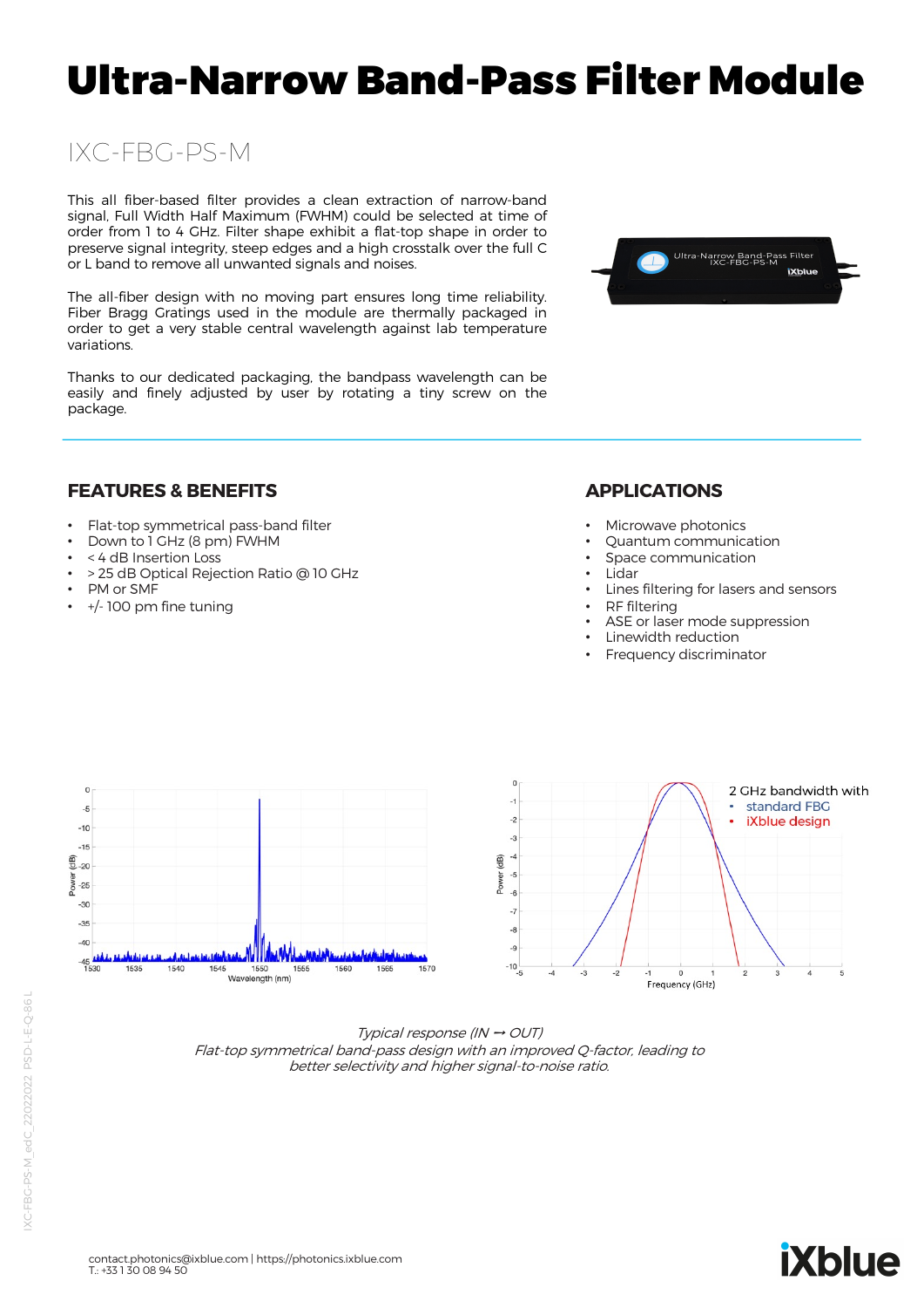# Ultra-Narrow Band-Pass Filter Module

## IXC-FBG-PS-M

This all fiber-based filter provides a clean extraction of narrow-band signal, Full Width Half Maximum (FWHM) could be selected at time of order from 1 to 4 GHz. Filter shape exhibit a flat-top shape in order to preserve signal integrity, steep edges and a high crosstalk over the full C or L band to remove all unwanted signals and noises.

The all-fiber design with no moving part ensures long time reliability. Fiber Bragg Gratings used in the module are thermally packaged in order to get a very stable central wavelength against lab temperature variations.

Thanks to our dedicated packaging, the bandpass wavelength can be easily and finely adjusted by user by rotating a tiny screw on the package.

### FEATURES & BENEFITS

- Flat-top symmetrical pass-band filter
- Down to 1 GHz (8 pm) FWHM
- < 4 dB Insertion Loss
- > 25 dB Optical Rejection Ratio @ 10 GHz
- PM or SMF
- +/- 100 pm fine tuning

### APPLICATIONS

- Microwave photonics
- Quantum communication
- Space communication
- Lidar
- Lines filtering for lasers and sensors
- RF filtering
- ASE or laser mode suppression
- Linewidth reduction
- Frequency discriminator

*Typical response (IN → OUT)*
*Flat-top symmetrical band-pass design with an improved Q-factor, leading to better selectivity and higher signal-to-noise ratio.*

contact.photonics@ixblue.com | https://photonics.ixblue.com
T.: +33 1 30 08 94 50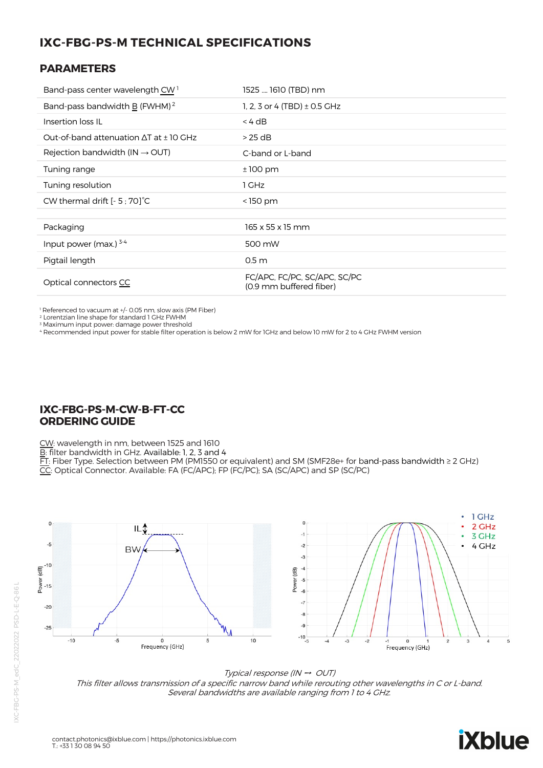# IXC-FBG-PS-M TECHNICAL SPECIFICATIONS

## PARAMETERS

| | |
|---|---|
| Band-pass center wavelength CW [1] | 1525 .... 1610 (TBD) nm |
| Band-pass bandwidth B (FWHM) [2] | 1, 2, 3 or 4 (TBD) ± 0.5 GHz |
| Insertion loss IL | < 4 dB |
| Out-of-band attenuation ΔT at ± 10 GHz | > 25 dB |
| Rejection bandwidth (IN → OUT) | C-band or L-band |
| Tuning range | ± 100 pm |
| Tuning resolution | 1 GHz |
| CW thermal drift [- 5 ; 70]˚C | < 150 pm |
| | |
| Packaging | 165 x 55 x 15 mm |
| Input power (max.) [3-4] | 500 mW |
| Pigtail length | 0.5 m |
| Optical connectors CC | FC/APC, FC/PC, SC/APC, SC/PC (0.9 mm buffered fiber) |

[1] Referenced to vacuum at +/- 0.05 nm, slow axis (PM Fiber)
[2] Lorentzian line shape for standard 1 GHz FWHM
[3] Maximum input power: damage power threshold
[4] Recommended input power for stable filter operation is below 2 mW for 1GHz and below 10 mW for 2 to 4 GHz FWHM version

## IXC-FBG-PS-M-CW-B-FT-CC
## ORDERING GUIDE

CW: wavelength in nm, between 1525 and 1610
B: filter bandwidth in GHz. Available: 1, 2, 3 and 4
FT: Fiber Type. Selection between PM (PM1550 or equivalent) and SM (SMF28e+ for band-pass bandwidth ≥ 2 GHz)
CC: Optical Connector. Available: FA (FC/APC); FP (FC/PC); SA (SC/APC) and SP (SC/PC)

*Typical response (IN → OUT)*
*This filter allows transmission of a specific narrow band while rerouting other wavelengths in C or L-band.*
*Several bandwidths are available ranging from 1 to 4 GHz.*

contact.photonics@ixblue.com | https://photonics.ixblue.com
T.: +33 1 30 08 94 50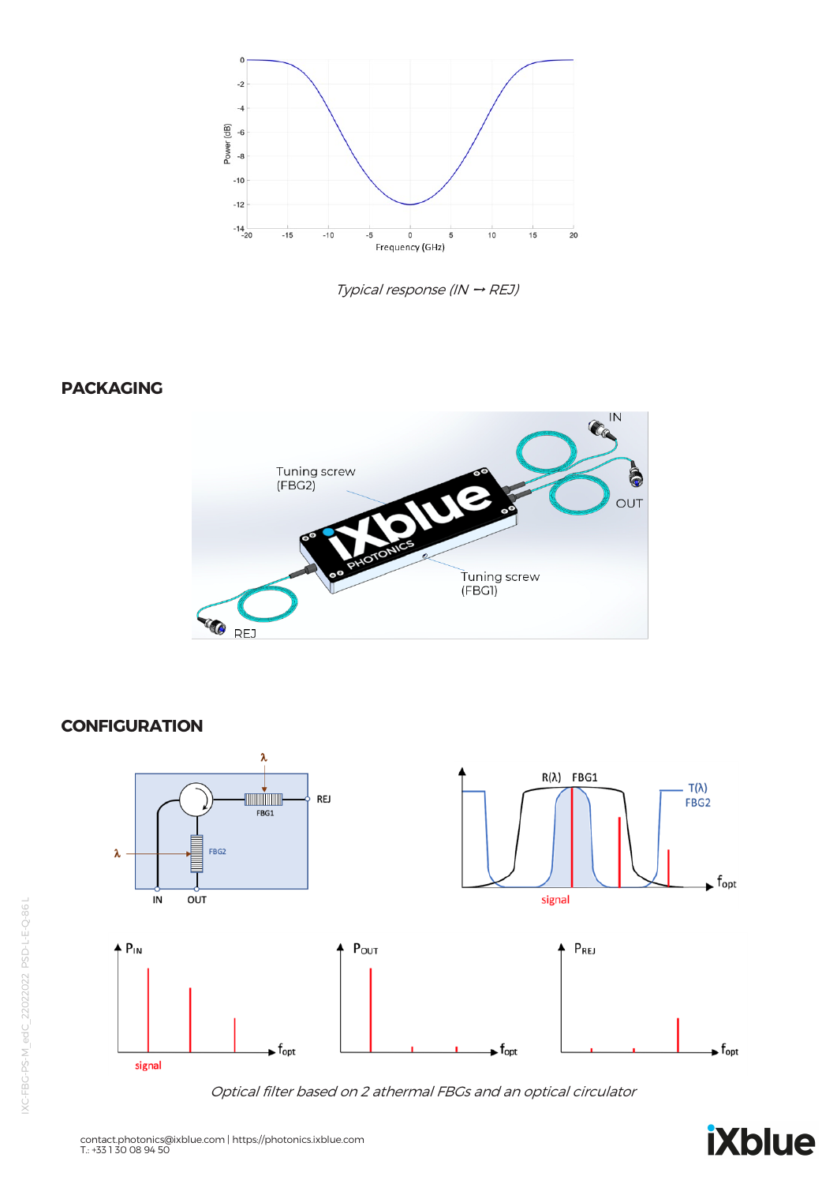0
-2
-4
-6
-8
-10
-12
-14
Power (dB)
-20 -15 -10 -5 0 5 10 15 20
Frequency (GHz)

*Typical response (IN → REJ)*

## PACKAGING

IN
OUT
REJ
Tuning screw (FBG2)
Tuning screw (FBG1)

## CONFIGURATION

λ
FBG1
REJ
λ
FBG2
IN
OUT

R(λ) FBG1
T(λ) FBG2
$f_{opt}$
signal

$P_{IN}$
$f_{opt}$
signal

$P_{OUT}$
$f_{opt}$

$P_{REJ}$
$f_{opt}$

*Optical filter based on 2 athermal FBGs and an optical circulator*

contact.photonics@ixblue.com | https://photonics.ixblue.com
T.: +33 1 30 08 94 50